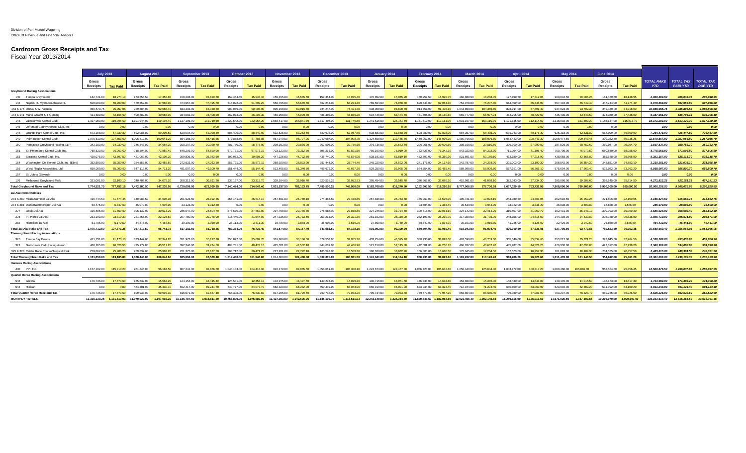Division of Pari-Mutuel Wagering
Office Of Revenue and Financial Analysis

# Cardroom Gross Receipts and Tax

Fiscal Year 2013/2014

| | July 2013 | | August 2013 | | September 2013 | | October 2013 | | November 2013 | | December 2013 | | January 2014 | | February 2014 | | March 2014 | | April 2014 | | May 2014 | | June 2014 | | | | |
|---|---|---|---|---|---|---|---|---|---|---|---|---|---|---|---|---|---|---|---|---|---|---|---|---|---|---|---|
| | Gross Receipts | Tax Paid | Gross Receipts | Tax Paid | Gross Receipts | Tax Paid | Gross Receipts | Tax Paid | Gross Receipts | Tax Paid | Gross Receipts | Tax Paid | Gross Receipts | Tax Paid | Gross Receipts | Tax Paid | Gross Receipts | Tax Paid | Gross Receipts | Tax Paid | Gross Receipts | Tax Paid | Gross Receipts | Tax Paid | *TOTAL RAKE YTD* | *TOTAL TAX PAID YTD* | *TOTAL TAX DUE YTD* |
| **Greyhound Racing Associations** | | | | | | | | | | | | | | | | | | | | | | | | | | | |
| 140 Tampa Greyhound | 182,741.00 | 18,274.10 | 173,558.50 | 17,355.85 | 158,208.00 | 15,820.80 | 159,454.50 | 15,945.45 | 155,455.00 | 15,545.50 | 159,354.00 | 15,935.40 | 170,852.00 | 17,085.20 | 159,257.50 | 15,925.75 | 182,880.50 | 18,288.05 | 177,190.50 | 17,719.05 | 200,042.50 | 20,004.25 | 181,489.50 | 18,148.95 | *2,060,483.50* | *206,048.35* | *206,048.35* |
| 142 Naples Ft. Myers/Southwest FL | 509,000.00 | 50,900.00 | 479,659.00 | 47,965.90 | 474,957.00 | 47,495.70 | 515,092.00 | 51,509.20 | 556,795.00 | 55,679.50 | 562,243.00 | 56,224.30 | 769,504.00 | 76,950.40 | 690,543.00 | 69,054.30 | 752,078.00 | 75,207.80 | 664,459.00 | 66,445.90 | 557,494.00 | 55,749.40 | 447,744.00 | 44,774.40 | *6,979,568.00* | *697,956.80* | *697,956.80* |
| 143 & 175 DBKC & W. Volusia | 959,570.75 | 95,957.08 | 929,884.00 | 92,988.40 | 833,303.00 | 83,330.30 | 900,069.00 | 90,006.90 | 890,158.00 | 89,015.80 | 784,247.00 | 78,424.70 | 938,008.00 | 93,800.80 | 914,751.00 | 91,475.10 | 1,043,858.00 | 104,385.80 | 878,914.00 | 87,891.40 | 937,023.00 | 93,702.30 | 849,180.00 | 84,918.00 | *10,858,965.75* | *1,085,896.58* | *1,085,896.58* |
| 144 & 141 Mardi Gras/H & T Gaming | 421,689.00 | 42,168.90 | 400,889.00 | 40,088.90 | 364,082.00 | 36,408.20 | 362,073.00 | 36,207.30 | 469,998.00 | 46,999.80 | 488,392.00 | 48,839.20 | 534,446.00 | 53,444.60 | 481,605.00 | 48,160.50 | 569,777.00 | 56,977.70 | 484,295.00 | 48,429.50 | 435,435.00 | 43,543.50 | 374,380.00 | 37,438.00 | *5,387,061.00* | *538,706.10* | *538,706.10* |
| 145 Jacksonville Kennel Club | 1,197,080.00 | 119,708.00 | 1,191,944.00 | 119,194.40 | 1,127,106.00 | 112,710.60 | 1,229,542.00 | 122,954.20 | 1,568,417.00 | 156,841.70 | 1,317,498.00 | 131,749.80 | 1,241,616.00 | 124,161.60 | 1,171,619.00 | 117,161.90 | 1,531,107.00 | 153,110.70 | 1,121,145.00 | 112,114.50 | 1,318,992.00 | 131,899.20 | 1,155,137.00 | 115,513.70 | *15,171,203.00* | *1,517,120.30* | *1,517,120.30* |
| 146 Jefferson County Kennel Club, Inc. | 0.00 | 0.00 | 0.00 | 0.00 | 0.00 | 0.00 | 0.00 | 0.00 | 0.00 | 0.00 | 0.00 | 0.00 | 0.00 | 0.00 | 0.00 | 0.00 | 0.00 | 0.00 | 0.00 | 0.00 | 0.00 | 0.00 | 0.00 | | *0.00* | *0.00* | *0.00* |
| 148 Orange Park Kennel Club, Inc. | 573,398.00 | 57,339.80 | 592,085.00 | 59,208.50 | 520,904.00 | 52,090.40 | 588,490.00 | 58,849.00 | 632,526.00 | 63,252.60 | 620,675.00 | 62,067.50 | 638,583.00 | 63,858.30 | 628,280.00 | 62,828.00 | 684,357.00 | 68,435.70 | 591,763.00 | 59,176.30 | 625,318.00 | 62,531.80 | 568,099.00 | 56,809.90 | *7,264,478.00* | *726,447.80* | *726,447.80* |
| 149 Palm Beach Kennel Club | 1,076,519.00 | 107,651.90 | 1,005,412.00 | 100,541.20 | 854,155.00 | 85,415.50 | 877,858.50 | 87,785.85 | 967,979.50 | 96,797.95 | 1,040,987.00 | 104,098.75 | 1,124,658.00 | 112,465.80 | 1,450,962.00 | 145,096.20 | 1,089,766.00 | 108,976.60 | 1,084,433.00 | 108,443.30 | 1,098,474.50 | 109,847.45 | 899,362.50 | 89,936.25 | *12,570,567.00* | *1,257,056.80* | *1,257,056.70* |
| 150 Pensacola Greyhound Racing, LLP | 342,300.00 | 34,230.00 | 346,843.00 | 34,684.30 | 300,297.00 | 30,029.70 | 287,760.00 | 28,776.00 | 298,362.00 | 29,836.20 | 307,506.00 | 30,750.60 | 276,736.00 | 27,673.60 | 296,065.00 | 29,606.50 | 305,105.00 | 30,510.50 | 279,990.00 | 27,999.00 | 287,526.00 | 28,752.60 | 269,047.00 | 26,904.70 | *3,597,537.00* | *359,753.70* | *359,753.70* |
| 151 St. Petersburg Kennel Club, Inc. | 760,630.00 | 76,063.00 | 718,594.00 | 71,859.40 | 645,209.00 | 64,520.90 | 679,731.00 | 67,973.10 | 723,123.00 | 72,312.30 | 698,216.00 | 69,821.60 | 780,190.00 | 78,019.00 | 763,423.00 | 76,342.30 | 843,323.00 | 84,332.30 | 711,954.00 | 71,195.40 | 769,795.00 | 76,979.50 | 680,880.00 | 68,088.00 | *8,775,068.00* | *877,506.80* | *877,506.80* |
| 153 Sarasota Kennel Club, Inc. | 428,075.00 | 42,807.50 | 421,062.00 | 42,106.20 | 369,836.00 | 36,983.60 | 399,082.00 | 39,908.20 | 447,226.00 | 44,722.60 | 435,740.00 | 43,574.00 | 538,191.00 | 53,819.10 | 483,509.00 | 48,350.90 | 531,891.00 | 53,189.10 | 472,189.00 | 47,218.90 | 438,668.00 | 43,866.80 | 385,688.00 | 38,568.80 | *5,351,157.00* | *535,115.70* | *535,115.70* |
| 154 Washington Co. Kennel Club, Inc. (Ebro) | 352,509.00 | 35,250.90 | 324,556.00 | 32,455.60 | 272,633.00 | 27,263.30 | 256,721.00 | 25,672.10 | 268,929.00 | 26,892.90 | 257,444.00 | 25,744.40 | 245,220.00 | 24,522.00 | 241,176.00 | 24,117.60 | 242,787.00 | 24,278.70 | 231,003.00 | 23,100.30 | 268,542.00 | 26,854.20 | 248,831.00 | 24,883.10 | *3,210,351.00* | *321,035.10* | *321,035.10* |
| 155 West Flagler Associates, Ltd. | 650,009.00 | 65,000.90 | 547,112.00 | 54,711.20 | 491,097.00 | 49,109.70 | 551,444.00 | 55,144.40 | 513,405.00 | 51,340.50 | 496,673.00 | 49,667.30 | 529,250.00 | 52,925.00 | 524,554.00 | 52,455.40 | 589,096.00 | 58,909.60 | 567,651.00 | 56,765.10 | 575,694.00 | 57,569.40 | 532,022.00 | 53,202.20 | *6,568,007.00* | *656,800.70* | *656,800.70* |
| 157 St. Johns (Bayard) | 0.00 | 0.00 | 0.00 | 0.00 | 0.00 | 0.00 | 0.00 | 0.00 | 0.00 | 0.00 | 0.00 | 0.00 | 0.00 | 0.00 | 0.00 | 0.00 | 0.00 | 0.00 | 0.00 | 0.00 | 0.00 | 0.00 | 0.00 | 0.00 | *0.00* | *0.00* | *0.00* |
| 176 Melbourne Greyhound Park | 321,001.00 | 32,100.10 | 340,782.00 | 34,078.20 | 308,312.00 | 30,831.20 | 333,157.00 | 33,315.70 | 339,164.00 | 33,916.40 | 320,525.25 | 32,052.53 | 395,454.00 | 39,545.40 | 376,862.00 | 37,686.20 | 410,981.00 | 41,098.10 | 372,343.00 | 37,234.30 | 395,086.00 | 39,508.60 | 358,145.00 | 35,814.50 | *4,271,812.25* | *427,181.23* | *427,181.23* |
| **Total Greyhound Rake and Tax** | 7,774,521.75 | 777,452.18 | 7,472,380.50 | 747,238.05 | 6,720,099.00 | 672,009.95 | 7,140,474.00 | 714,047.40 | 7,831,537.50 | 783,153.75 | 7,489,500.25 | 748,950.08 | 8,182,708.00 | 818,270.80 | 8,182,606.50 | 818,260.65 | 8,777,006.50 | 877,700.68 | 7,637,329.50 | 763,732.95 | 7,908,090.00 | 790,809.00 | 6,950,005.00 | 695,000.50 | *92,066,258.50* | *9,206,625.99* | *9,206,625.85* |
| **Jai Alai Permitholders** | | | | | | | | | | | | | | | | | | | | | | | | | | | |
| 273 & 280 Miami/Summer Jai Alai | 416,744.50 | 41,674.45 | 340,083.50 | 34,008.35 | 251,923.50 | 25,192.35 | 255,141.00 | 25,514.10 | 257,691.00 | 25,769.10 | 274,388.50 | 27,438.85 | 257,836.00 | 25,783.60 | 185,960.00 | 18,596.00 | 199,721.00 | 19,972.10 | 243,039.50 | 24,303.95 | 252,592.50 | 25,259.25 | 221,506.50 | 22,150.65 | *3,156,627.50* | *315,662.75* | *315,662.75* |
| 274 & 281 Dania/Summersport Jai Alai | 58,475.00 | 5,847.50 | 46,070.00 | 4,607.00 | 33,123.00 | 3,312.30 | 0.00 | 0.00 | 0.00 | 0.00 | 0.00 | 0.00 | 0.00 | 0.00 | 23,684.00 | 2,368.40 | 39,539.99 | 3,954.00 | 33,382.00 | 3,338.20 | 36,038.00 | 3,603.80 | 15,668.00 | 1,566.80 | *285,979.99* | *28,598.00* | *28,598.00* |
| 277 Ocala Jai Alai | 316,595.00 | 31,659.50 | 305,132.00 | 30,513.20 | 285,047.00 | 28,504.70 | 278,670.00 | 27,867.00 | 297,758.00 | 29,775.80 | 278,688.00 | 27,868.80 | 327,245.00 | 32,724.50 | 300,616.00 | 30,061.60 | 324,142.00 | 32,414.20 | 310,507.00 | 31,050.70 | 362,431.00 | 36,243.10 | 300,093.00 | 30,009.30 | *3,686,924.00* | *368,692.40* | *368,692.40* |
| 278 Ft. Pierce Jai Alai | 233,193.00 | 23,319.30 | 221,256.00 | 22,125.60 | 207,780.00 | 20,778.00 | 215,440.00 | 21,544.00 | 247,336.00 | 24,733.60 | 253,213.00 | 25,321.30 | 281,102.00 | 28,110.20 | 282,197.00 | 28,219.70 | 317,350.00 | 31,735.00 | 248,156.00 | 24,815.60 | 244,308.00 | 24,430.80 | 205,388.00 | 20,538.80 | *2,956,719.00* | *295,671.90* | *295,671.90* |
| 282 Hamilton Jai Alai | 51,705.00 | 5,170.50 | 44,876.00 | 4,487.60 | 39,309.00 | 3,930.90 | 38,113.00 | 3,811.30 | 38,789.00 | 3,878.90 | 35,692.00 | 3,569.20 | 37,809.00 | 3,780.90 | 38,347.00 | 3,834.70 | 39,191.00 | 3,919.10 | 41,285.00 | 4,128.50 | 32,426.00 | 3,242.60 | 26,868.00 | 2,686.80 | *464,410.00* | *46,441.00* | *46,441.00* |
| **Total Jai Alai Rake and Tax** | 1,076,712.50 | 107,671.25 | 957,417.50 | 95,741.75 | 817,182.50 | 81,718.25 | 787,364.00 | 78,736.40 | 841,574.00 | 84,157.40 | 841,981.50 | 84,198.15 | 903,992.00 | 90,399.20 | 830,804.00 | 83,080.40 | 919,943.99 | 91,994.40 | 876,369.50 | 87,636.95 | 927,795.50 | 92,779.55 | 769,523.50 | 76,952.35 | *10,550,660.49* | *1,055,066.05* | *1,055,066.05* |
| **Thoroughbred Racing Associations** | | | | | | | | | | | | | | | | | | | | | | | | | | | |
| 320 Tampa Bay Downs | 411,731.00 | 41,173.10 | 373,442.00 | 37,344.20 | 351,973.00 | 35,197.30 | 350,027.00 | 35,002.70 | 361,866.00 | 36,186.60 | 379,553.00 | 37,955.30 | 433,254.00 | 43,325.40 | 380,930.00 | 38,093.00 | 462,590.00 | 46,259.00 | 355,346.00 | 35,534.60 | 353,212.00 | 35,321.20 | 322,645.00 | 32,264.50 | *4,536,569.00* | *453,656.90* | *453,656.90* |
| 321 Gulfstream Park Racing Assoc. | 460,265.00 | 46,026.50 | 435,172.00 | 43,517.20 | 392,346.00 | 39,234.60 | 404,741.00 | 40,474.10 | 425,021.00 | 42,502.10 | 444,669.00 | 44,466.90 | 521,158.00 | 52,115.80 | 442,501.00 | 44,250.10 | 466,027.00 | 46,602.70 | 445,287.00 | 44,528.70 | 476,330.00 | 47,633.00 | 427,392.00 | 42,739.20 | *5,340,909.00* | *534,090.90* | *534,090.90* |
| 325 & 323 Calder Race Course/Tropical Park | 259,062.00 | 25,906.20 | 259,832.00 | 25,983.20 | 221,375.00 | 22,137.50 | 264,712.00 | 26,471.20 | 227,921.00 | 22,792.10 | 185,593.00 | 18,559.30 | 186,629.00 | 18,662.90 | 156,805.00 | 15,680.50 | 172,645.00 | 17,264.50 | 162,573.00 | 16,257.30 | 181,893.00 | 18,189.30 | 204,575.00 | 20,457.50 | *2,483,615.00* | *248,361.50* | *248,361.50* |
| **Total Thoroughbred Rake and Tax** | 1,131,058.00 | 113,105.80 | 1,068,446.00 | 106,844.60 | 965,694.00 | 96,569.40 | 1,019,480.00 | 101,948.00 | 1,014,808.00 | 101,480.80 | 1,009,815.00 | 100,981.50 | 1,141,041.00 | 114,104.10 | 980,236.00 | 98,023.60 | 1,101,262.00 | 110,126.20 | 963,206.00 | 96,320.60 | 1,011,435.00 | 101,143.50 | 954,612.00 | 95,461.20 | *12,361,093.00* | *1,236,109.30* | *1,236,109.30* |
| **Harness Racing Associations** | | | | | | | | | | | | | | | | | | | | | | | | | | | |
| 430 PPI, Inc. | 1,157,102.00 | 115,710.20 | 961,845.00 | 96,184.50 | 867,241.00 | 86,856.50 | 1,044,183.00 | 104,418.30 | 922,179.00 | 92,085.50 | 1,053,081.00 | 105,308.10 | 1,224,673.00 | 122,467.30 | 1,056,428.00 | 105,642.80 | 1,256,440.00 | 125,644.00 | 1,003,172.00 | 100,317.20 | 1,060,468.00 | 106,046.80 | 953,564.50 | 95,356.45 | *12,560,376.50* | *1,256,037.65* | *1,256,037.65* |
| **Quarter Horse Racing Associations** | | | | | | | | | | | | | | | | | | | | | | | | | | | |
| 542 Gretna | 176,736.00 | 17,673.60 | 155,632.00 | 15,563.20 | 124,154.00 | 12,415.40 | 124,531.00 | 12,453.10 | 134,975.00 | 13,497.50 | 140,293.00 | 14,029.30 | 130,715.00 | 13,071.50 | 146,338.00 | 14,633.80 | 153,860.00 | 15,386.00 | 148,430.00 | 14,843.00 | 140,145.00 | 14,014.50 | 138,173.00 | 13,817.30 | *1,713,982.00* | *171,398.20* | *171,398.20* |
| 544 Hialeah | 0.00 | 0.00 | 454,301.00 | 45,430.10 | 692,417.00 | 69,241.70 | 640,777.00 | 64,077.70 | 682,320.00 | 68,232.00 | 650,439.00 | 65,043.90 | 660,019.00 | 66,001.90 | 633,234.00 | 63,323.40 | 712,944.00 | 71,294.40 | 630,609.00 | 63,060.90 | 623,092.00 | 62,309.20 | 531,092.00 | 53,109.20 | *6,911,244.00* | *691,124.40* | *691,124.40* |
| **Total Quarter Horse Rake and Tax** | 176,736.00 | 17,673.60 | 609,933.00 | 60,993.30 | 816,571.00 | 81,657.10 | 765,308.00 | 76,530.80 | 817,295.00 | 81,729.50 | 790,732.00 | 79,073.20 | 790,734.00 | 79,073.40 | 779,572.00 | 77,957.20 | 866,804.00 | 86,680.40 | 779,039.00 | 77,903.90 | 763,237.00 | 76,323.70 | 669,265.00 | 66,926.50 | *8,625,226.00* | *862,522.60* | *862,522.60* |
| **MONTHLY TOTALS** | 11,316,130.25 | 1,131,613.03 | 11,070,022.00 | 1,107,002.20 | 10,186,787.50 | 1,018,811.20 | 10,756,809.00 | 1,075,680.90 | 11,427,393.50 | 1,142,606.95 | 11,185,109.75 | 1,118,511.03 | 12,243,148.00 | 1,224,314.80 | 11,829,646.50 | 1,182,964.65 | 12,921,456.49 | 1,292,145.68 | 11,259,116.00 | 1,125,911.60 | 11,671,025.50 | 1,167,102.55 | 10,296,970.00 | 1,029,697.00 | *136,163,614.49* | *13,616,361.59* | *13,616,361.45* |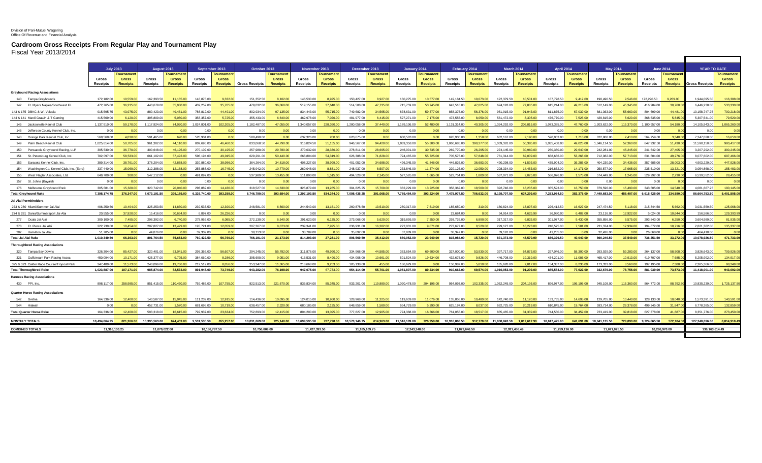Division of Pari-Mutuel Wagering
Office Of Revenue and Financial Analysis

# Cardroom Gross Receipts From Regular Play and Tournament Play

Fiscal Year 2013/2014

| | July 2013 | | August 2013 | | September 2013 | | October 2013 | | November 2013 | | December 2013 | | January 2014 | | February 2014 | | March 2014 | | April 2014 | | May 2014 | | June 2014 | | YEAR TO DATE | |
|---|---|---|---|---|---|---|---|---|---|---|---|---|---|---|---|---|---|---|---|---|---|---|---|---|---|---|
| | Gross Receipts | Tournament Gross Receipts | Gross Receipts | Tournament Gross Receipts | Gross Receipts | Tournament Gross Receipts | Gross Receipts | Tournament Gross Receipts | Gross Receipts | Tournament Gross Receipts | Gross Receipts | Tournament Gross Receipts | Gross Receipts | Tournament Gross Receipts | Gross Receipts | Tournament Gross Receipts | Gross Receipts | Tournament Gross Receipts | Gross Receipts | Tournament Gross Receipts | Gross Receipts | Tournament Gross Receipts | Gross Receipts | Tournament Gross Receipts | Gross Receipts | Tournament Gross Receipts |
| **Greyhound Racing Associations** | | | | | | | | | | | | | | | | | | | | | | | | | | |
| 140 Tampa Greyhounds | 172,182.00 | 10,559.00 | 162,393.50 | 11,165.00 | 148,876.00 | 9,332.00 | 151,352.50 | 8,102.00 | 146,530.00 | 8,925.00 | 150,427.00 | 8,927.00 | 160,275.00 | 10,577.00 | 149,184.50 | 10,073.00 | 172,379.50 | 10,501.00 | 167,778.50 | 9,412.00 | 190,496.50 | 9,546.00 | 172,220.50 | 9,269.00 | 1,944,095.50 | 116,388.00 |
| 142 Ft. Myers Naples/Southwest FL | 472,765.00 | 36,235.00 | 443,679.00 | 35,980.00 | 439,252.00 | 35,705.00 | 479,032.00 | 36,060.00 | 519,155.00 | 37,640.00 | 514,508.00 | 47,735.00 | 715,759.00 | 53,745.00 | 643,518.00 | 47,025.00 | 674,193.00 | 77,885.00 | 615,244.00 | 49,215.00 | 512,149.00 | 45,345.00 | 416,984.00 | 30,760.00 | 6,446,238.00 | 533,330.00 |
| 143 & 175 DBKC & W. Volusia | 915,595.75 | 43,975.00 | 880,423.00 | 49,461.00 | 788,812.00 | 44,491.00 | 802,934.00 | 97,135.00 | 834,443.00 | 55,715.00 | 749,682.00 | 34,565.00 | 878,631.00 | 59,377.00 | 858,375.00 | 56,376.00 | 951,915.00 | 91,943.00 | 811,875.00 | 67,039.00 | 881,363.00 | 55,660.00 | 804,699.00 | 44,481.00 | 10,158,747.75 | 700,218.00 |
| 144 & 141 Mardi Gras/H & T Gaming | 415,569.00 | 6,120.00 | 395,809.00 | 5,080.00 | 358,357.00 | 5,725.00 | 355,433.00 | 6,640.00 | 462,978.00 | 7,020.00 | 481,977.00 | 6,415.00 | 527,271.00 | 7,175.00 | 473,555.00 | 8,050.00 | 561,472.00 | 8,305.00 | 476,770.00 | 7,525.00 | 429,815.00 | 5,620.00 | 368,535.00 | 5,845.00 | 5,307,541.00 | 79,520.00 |
| 145 Jacksonville Kennel Club | 1,137,910.00 | 59,170.00 | 1,117,924.00 | 74,020.00 | 1,024,801.00 | 102,305.00 | 1,182,487.00 | 47,055.00 | 1,340,057.00 | 228,360.00 | 1,280,058.00 | 37,440.00 | 1,189,136.00 | 52,480.00 | 1,131,314.00 | 40,305.00 | 1,324,292.00 | 206,815.00 | 1,073,385.00 | 47,760.00 | 1,203,622.00 | 115,370.00 | 1,100,957.00 | 54,180.00 | 14,105,943.00 | 1,065,260.00 |
| 146 Jefferson County Kennel Club, Inc. | 0.00 | 0.00 | 0.00 | 0.00 | 0.00 | 0.00 | 0.00 | 0.00 | 0.00 | 0.00 | 0.00 | 0.00 | 0.00 | 0.00 | 0.00 | 0.00 | 0.00 | 0.00 | 0.00 | 0.00 | 0.00 | 0.00 | 0.00 | 0.00 | 0.00 | 0.00 |
| 148 Orange Park Kennel Club, Inc. | 568,568.00 | 4,830.00 | 591,465.00 | 620.00 | 520,904.00 | 0.00 | 588,490.00 | 0.00 | 632,326.00 | 200.00 | 620,675.00 | 0.00 | 638,583.00 | 0.00 | 626,930.00 | 1,350.00 | 682,167.00 | 2,190.00 | 590,053.00 | 1,710.00 | 622,908.00 | 2,410.00 | 564,759.00 | 3,340.00 | 7,247,828.00 | 16,650.00 |
| 149 Palm Beach Kennel Club | 1,025,814.00 | 50,705.00 | 961,302.00 | 44,110.00 | 807,695.00 | 46,460.00 | 833,068.50 | 44,790.00 | 916,824.50 | 51,155.00 | 946,567.00 | 94,420.00 | 1,069,358.00 | 55,300.00 | 1,060,685.00 | 390,277.00 | 1,039,381.00 | 50,385.00 | 1,035,408.00 | 49,025.00 | 1,046,114.50 | 52,360.00 | 847,932.50 | 51,430.00 | 11,590,150.00 | 980,417.00 |
| 150 Pensacola Greyhound Racing, LLP | 305,530.00 | 36,770.00 | 300,648.00 | 46,195.00 | 270,102.00 | 30,195.00 | 257,980.00 | 29,780.00 | 270,032.00 | 28,330.00 | 278,811.00 | 28,695.00 | 246,001.00 | 30,735.00 | 269,770.00 | 26,295.00 | 274,145.00 | 30,960.00 | 250,350.00 | 29,640.00 | 242,281.00 | 45,245.00 | 241,642.00 | 27,405.00 | 3,207,292.00 | 390,245.00 |
| 151 St. Petersburg Kennel Club, Inc. | 702,097.00 | 58,533.00 | 661,102.00 | 57,492.00 | 596,194.00 | 49,015.00 | 629,291.00 | 50,440.00 | 668,804.00 | 54,319.00 | 626,388.00 | 71,828.00 | 724,465.00 | 55,725.00 | 705,575.00 | 57,848.00 | 761,314.00 | 82,009.00 | 658,686.00 | 53,268.00 | 712,082.00 | 57,713.00 | 631,604.00 | 49,276.00 | 8,077,602.00 | 697,466.00 |
| 153 Sarasota Kennel Club, Inc. | 389,314.00 | 38,761.00 | 378,204.00 | 42,858.00 | 330,880.00 | 38,956.00 | 364,264.00 | 34,818.00 | 408,227.00 | 38,999.00 | 401,052.00 | 34,688.00 | 496,345.00 | 41,846.00 | 446,826.00 | 36,683.00 | 490,298.00 | 41,593.00 | 435,904.00 | 36,285.00 | 404,230.00 | 34,438.00 | 357,685.00 | 28,003.00 | 4,903,229.00 | 447,928.00 |
| 154 Washington Co. Kennel Club, Inc. (Ebro) | 337,440.00 | 15,069.00 | 312,388.00 | 12,168.00 | 255,888.00 | 16,745.00 | 245,942.00 | 10,779.00 | 260,048.00 | 8,881.00 | 248,937.00 | 8,507.00 | 233,846.00 | 11,374.00 | 229,126.00 | 12,050.00 | 228,334.00 | 14,453.00 | 216,832.00 | 14,171.00 | 250,577.00 | 17,965.00 | 235,510.00 | 13,321.00 | 3,054,868.00 | 155,483.00 |
| 155 West Flagler Associates, Ltd. | 649,709.00 | 300.00 | 547,112.00 | 0.00 | 491,097.00 | 0.00 | 537,989.00 | 13,455.00 | 511,890.00 | 1,515.00 | 494,528.00 | 2,145.00 | 527,585.00 | 1,665.00 | 522,754.00 | 1,800.00 | 587,071.00 | 2,025.00 | 566,076.00 | 1,575.00 | 574,449.00 | 1,245.00 | 529,292.00 | 2,730.00 | 6,539,552.00 | 28,455.00 |
| 157 St. Johns (Bayard) | 0.00 | 0.00 | 0.00 | 0.00 | 0.00 | 0.00 | 0.00 | 0.00 | 0.00 | 0.00 | 0.00 | 0.00 | 0.00 | 0.00 | 0.00 | 0.00 | 0.00 | 0.00 | 0.00 | 0.00 | 0.00 | 0.00 | 0.00 | 0.00 | 0.00 | 0.00 |
| 176 Melbourne Greyhound Park | 305,681.00 | 15,320.00 | 320,742.00 | 20,040.00 | 293,882.00 | 14,430.00 | 318,527.00 | 14,630.00 | 325,879.00 | 13,285.00 | 304,825.25 | 15,700.00 | 382,229.00 | 13,225.00 | 358,362.00 | 18,500.00 | 392,746.00 | 18,235.00 | 355,593.00 | 16,750.00 | 379,596.00 | 15,490.00 | 343,605.00 | 14,540.00 | 4,081,667.25 | 190,145.00 |
| **Total Greyhound Rake** | 7,398,174.75 | 376,347.00 | 7,073,191.50 | 399,189.00 | 6,326,740.00 | 393,359.00 | 6,746,790.00 | 393,684.00 | 7,297,193.50 | 534,344.00 | 7,098,435.25 | 391,065.00 | 7,789,484.00 | 393,224.00 | 7,475,974.50 | 706,632.00 | 8,139,707.50 | 637,299.00 | 7,253,954.50 | 383,375.00 | 7,449,683.00 | 458,407.00 | 6,615,425.00 | 334,580.00 | 86,664,753.50 | 5,401,505.00 |
| **Jai Alai Permitholders** | | | | | | | | | | | | | | | | | | | | | | | | | | |
| 273 & 280 Miami/Summer Jai Alai | 405,250.50 | 10,494.00 | 325,253.50 | 14,830.00 | 239,533.50 | 12,390.00 | 248,581.00 | 6,560.00 | 244,540.00 | 13,151.00 | 260,878.50 | 13,510.00 | 250,317.00 | 7,519.00 | 185,650.00 | 310.00 | 180,824.00 | 18,897.00 | 226,412.50 | 16,627.00 | 247,474.50 | 5,118.00 | 215,844.50 | 5,662.00 | 3,031,559.50 | 125,068.00 |
| 274 & 281 Dania/Summersport Jai Alai | 20,555.00 | 37,920.00 | 15,416.00 | 30,654.00 | 6,897.00 | 26,226.00 | 0.00 | 0.00 | 0.00 | 0.00 | 0.00 | 0.00 | 0.00 | 0.00 | 23,684.00 | 0.00 | 34,914.00 | 4,625.00 | 26,980.00 | 6,402.00 | 23,116.00 | 12,922.00 | 5,024.00 | 10,644.00 | 156,586.00 | 129,393.00 |
| 277 Ocala Jai Alai | 309,100.00 | 7,495.00 | 298,392.00 | 6,740.00 | 278,962.00 | 6,085.00 | 272,130.00 | 6,540.00 | 291,623.00 | 6,135.00 | 273,068.00 | 5,620.00 | 319,895.00 | 7,350.00 | 293,726.00 | 6,890.00 | 317,317.00 | 6,825.00 | 301,077.00 | 9,430.00 | 355,856.00 | 6,575.00 | 293,843.00 | 6,250.00 | 3,604,989.00 | 81,935.00 |
| 278 Ft. Pierce Jai Alai | 222,739.00 | 10,454.00 | 207,827.00 | 13,429.00 | 195,721.00 | 12,059.00 | 207,367.00 | 8,073.00 | 239,341.00 | 7,995.00 | 236,931.00 | 16,282.00 | 272,031.00 | 9,071.00 | 273,677.00 | 8,520.00 | 299,127.00 | 18,223.00 | 240,575.00 | 7,581.00 | 231,374.00 | 12,934.00 | 194,672.00 | 10,716.00 | 2,821,382.00 | 135,337.00 |
| 282 Hamilton Jai Alai | 51,705.00 | 0.00 | 44,876.00 | 0.00 | 39,309.00 | 0.00 | 38,113.00 | 0.00 | 38,789.00 | 0.00 | 35,692.00 | 0.00 | 37,809.00 | 0.00 | 38,347.00 | 0.00 | 39,191.00 | 0.00 | 41,285.00 | 0.00 | 32,426.00 | 0.00 | 26,868.00 | 0.00 | 464,410.00 | 0.00 |
| **Total Jai Alai Rake** | 1,010,349.50 | 66,363.00 | 891,764.50 | 65,653.00 | 760,422.50 | 56,760.00 | 766,191.00 | 21,173.00 | 814,293.00 | 27,281.00 | 806,569.50 | 35,412.00 | 880,052.00 | 23,940.00 | 815,084.00 | 15,720.00 | 871,373.00 | 48,570.00 | 836,329.50 | 40,040.00 | 890,246.50 | 37,549.00 | 736,251.50 | 33,272.00 | 10,078,926.50 | 471,733.00 |
| **Thoroughbred Racing Associations** | | | | | | | | | | | | | | | | | | | | | | | | | | |
| 320 Tampa Bay Downs | 326,304.00 | 85,427.00 | 320,401.00 | 53,041.00 | 295,366.00 | 56,607.00 | 294,245.00 | 55,782.00 | 311,876.00 | 49,990.00 | 334,968.00 | 44,585.00 | 363,654.00 | 69,600.00 | 327,000.00 | 53,930.00 | 397,717.00 | 64,873.00 | 297,046.00 | 58,300.00 | 293,929.00 | 59,283.00 | 264,137.00 | 58,508.00 | 3,826,643.00 | 709,926.00 |
| 321 Gulfstream Park Racing Assoc. | 450,094.00 | 10,171.00 | 425,377.00 | 9,795.00 | 384,060.00 | 8,286.00 | 395,690.00 | 9,051.00 | 416,531.00 | 8,490.00 | 434,008.00 | 10,661.00 | 501,524.00 | 19,634.00 | 432,675.00 | 9,826.00 | 446,708.00 | 19,319.00 | 434,201.00 | 11,086.00 | 465,417.00 | 10,913.00 | 419,707.00 | 7,685.00 | 5,205,992.00 | 134,917.00 |
| 325 & 323 Calder Race Course/Tropical Park | 247,489.00 | 11,573.00 | 240,096.00 | 19,736.00 | 212,519.00 | 8,856.00 | 253,347.00 | 11,365.00 | 218,668.00 | 9,253.00 | 185,138.00 | 455.00 | 186,629.00 | 0.00 | 150,987.00 | 5,818.00 | 165,628.00 | 7,017.00 | 154,337.00 | 8,236.00 | 173,333.00 | 8,560.00 | 197,195.00 | 7,380.00 | 2,385,366.00 | 98,249.00 |
| **Total Thoroughbred Rake** | 1,023,887.00 | 107,171.00 | 985,874.00 | 82,572.00 | 891,945.00 | 73,749.00 | 943,282.00 | 76,198.00 | 947,075.00 | 67,733.00 | 954,114.00 | 55,701.00 | 1,051,807.00 | 89,234.00 | 910,662.00 | 69,574.00 | 1,010,053.00 | 91,209.00 | 885,584.00 | 77,622.00 | 932,679.00 | 78,756.00 | 881,039.00 | 73,573.00 | 11,418,001.00 | 943,092.00 |
| **Harness Racing Associations** | | | | | | | | | | | | | | | | | | | | | | | | | | |
| 430 PPI, Inc. | 898,117.00 | 258,985.00 | 851,415.00 | 110,430.00 | 759,486.00 | 107,755.00 | 822,513.00 | 221,670.00 | 836,834.00 | 85,345.00 | 933,201.00 | 119,880.00 | 1,020,478.00 | 204,195.00 | 954,093.00 | 102,335.00 | 1,052,245.00 | 204,195.00 | 896,977.00 | 106,195.00 | 945,108.00 | 115,360.00 | 864,772.00 | 88,792.50 | 10,835,239.00 | 1,725,137.50 |
| **Quarter Horse Racing Associations** | | | | | | | | | | | | | | | | | | | | | | | | | | |
| 542 Gretna | 164,336.00 | 12,400.00 | 140,587.00 | 15,045.00 | 111,239.00 | 12,915.00 | 114,436.00 | 10,095.00 | 124,015.00 | 10,960.00 | 128,968.00 | 11,325.00 | 119,639.00 | 11,076.00 | 135,858.00 | 10,480.00 | 142,740.00 | 11,120.00 | 133,735.00 | 14,695.00 | 129,705.00 | 10,440.00 | 128,133.00 | 10,040.00 | 1,573,391.00 | 140,591.00 |
| 544 Hialeah | 0.00 | 0.00 | 452,731.00 | 1,570.00 | 681,698.00 | 10,719.00 | 638,457.00 | 2,320.00 | 680,185.00 | 2,135.00 | 648,859.00 | 1,580.00 | 654,729.00 | 5,290.00 | 625,197.00 | 8,037.00 | 692,725.00 | 20,219.00 | 610,845.00 | 19,764.00 | 593,714.00 | 29,378.00 | 499,245.00 | 31,847.00 | 6,778,385.00 | 132,859.00 |
| **Total Quarter Horse Rake** | 164,336.00 | 12,400.00 | 593,318.00 | 16,615.00 | 792,937.00 | 23,634.00 | 752,893.00 | 12,415.00 | 804,200.00 | 13,095.00 | 777,827.00 | 12,905.00 | 774,368.00 | 16,366.00 | 761,055.00 | 18,517.00 | 835,465.00 | 31,339.00 | 744,580.00 | 34,459.00 | 723,419.00 | 39,818.00 | 627,378.00 | 41,887.00 | 8,351,776.00 | 273,450.00 |
| **MONTHLY TOTALS** | 10,494,864.25 | 821,266.00 | 10,395,563.00 | 674,459.00 | 9,531,530.50 | 655,257.00 | 10,031,669.00 | 725,140.00 | 10,699,595.50 | 727,798.00 | 10,570,146.75 | 614,963.00 | 11,516,189.00 | 726,959.00 | 10,916,868.50 | 912,778.00 | 11,908,843.50 | 1,012,612.99 | 10,617,425.00 | 641,691.00 | 10,941,135.50 | 729,890.00 | 9,724,865.50 | 572,104.50 | 127,348,696.00 | 8,814,918.49 |
| **COMBINED TOTALS** | 11,316,130.25 | | 11,070,022.00 | | 10,186,787.50 | | 10,756,809.00 | | 11,427,393.50 | | 11,185,109.75 | | 12,243,148.00 | | 11,829,646.50 | | 12,921,456.49 | | 11,259,116.00 | | 11,671,025.50 | | 10,296,970.00 | | 136,163,614.49 | |